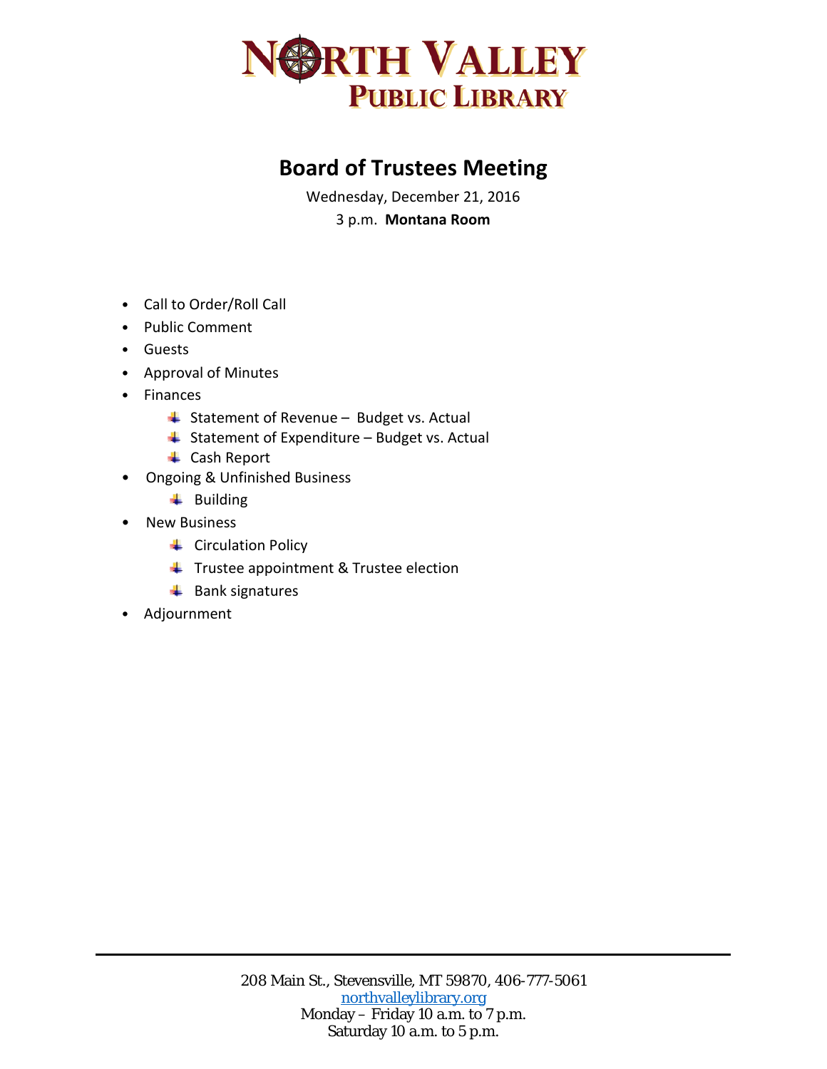# NORTH VALLEY PUBLIC LIBRARY

## Board of Trustees Meeting

Wednesday, December 21, 2016

3 p.m. **Montana Room**

- Call to Order/Roll Call
- Public Comment
- Guests
- Approval of Minutes
- Finances
  - Statement of Revenue – Budget vs. Actual
  - Statement of Expenditure – Budget vs. Actual
  - Cash Report
- Ongoing & Unfinished Business
  - Building
- New Business
  - Circulation Policy
  - Trustee appointment & Trustee election
  - Bank signatures
- Adjournment

---

208 Main St., Stevensville, MT 59870, 406-777-5061
northvalleylibrary.org
Monday – Friday 10 a.m. to 7 p.m.
Saturday 10 a.m. to 5 p.m.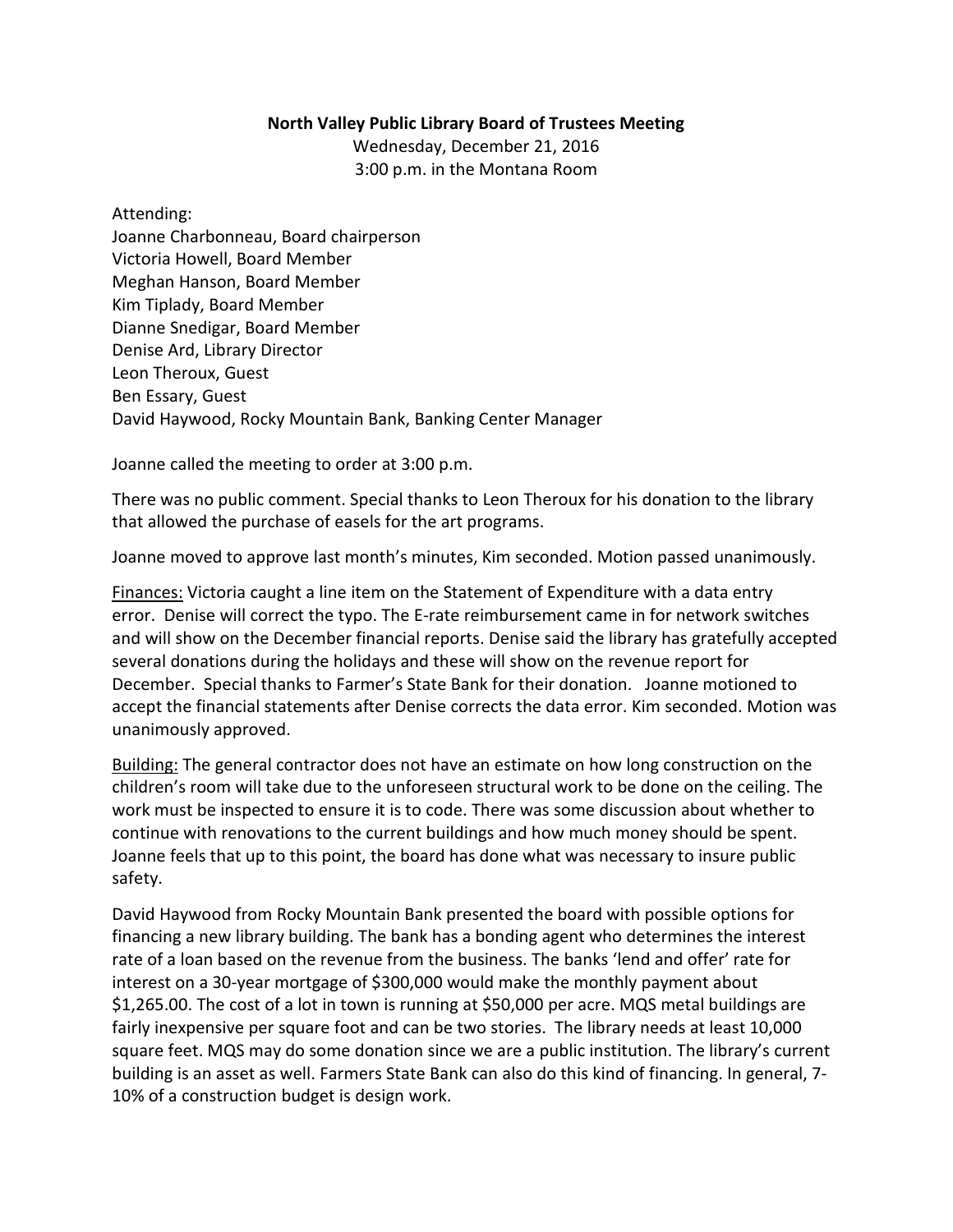**North Valley Public Library Board of Trustees Meeting**

Wednesday, December 21, 2016

3:00 p.m. in the Montana Room

Attending:

Joanne Charbonneau, Board chairperson
Victoria Howell, Board Member
Meghan Hanson, Board Member
Kim Tiplady, Board Member
Dianne Snedigar, Board Member
Denise Ard, Library Director
Leon Theroux, Guest
Ben Essary, Guest
David Haywood, Rocky Mountain Bank, Banking Center Manager

Joanne called the meeting to order at 3:00 p.m.

There was no public comment. Special thanks to Leon Theroux for his donation to the library that allowed the purchase of easels for the art programs.

Joanne moved to approve last month's minutes, Kim seconded. Motion passed unanimously.

Finances: Victoria caught a line item on the Statement of Expenditure with a data entry error. Denise will correct the typo. The E-rate reimbursement came in for network switches and will show on the December financial reports. Denise said the library has gratefully accepted several donations during the holidays and these will show on the revenue report for December. Special thanks to Farmer's State Bank for their donation. Joanne motioned to accept the financial statements after Denise corrects the data error. Kim seconded. Motion was unanimously approved.

Building: The general contractor does not have an estimate on how long construction on the children's room will take due to the unforeseen structural work to be done on the ceiling. The work must be inspected to ensure it is to code. There was some discussion about whether to continue with renovations to the current buildings and how much money should be spent. Joanne feels that up to this point, the board has done what was necessary to insure public safety.

David Haywood from Rocky Mountain Bank presented the board with possible options for financing a new library building. The bank has a bonding agent who determines the interest rate of a loan based on the revenue from the business. The banks 'lend and offer' rate for interest on a 30-year mortgage of $300,000 would make the monthly payment about $1,265.00. The cost of a lot in town is running at $50,000 per acre. MQS metal buildings are fairly inexpensive per square foot and can be two stories. The library needs at least 10,000 square feet. MQS may do some donation since we are a public institution. The library's current building is an asset as well. Farmers State Bank can also do this kind of financing. In general, 7-10% of a construction budget is design work.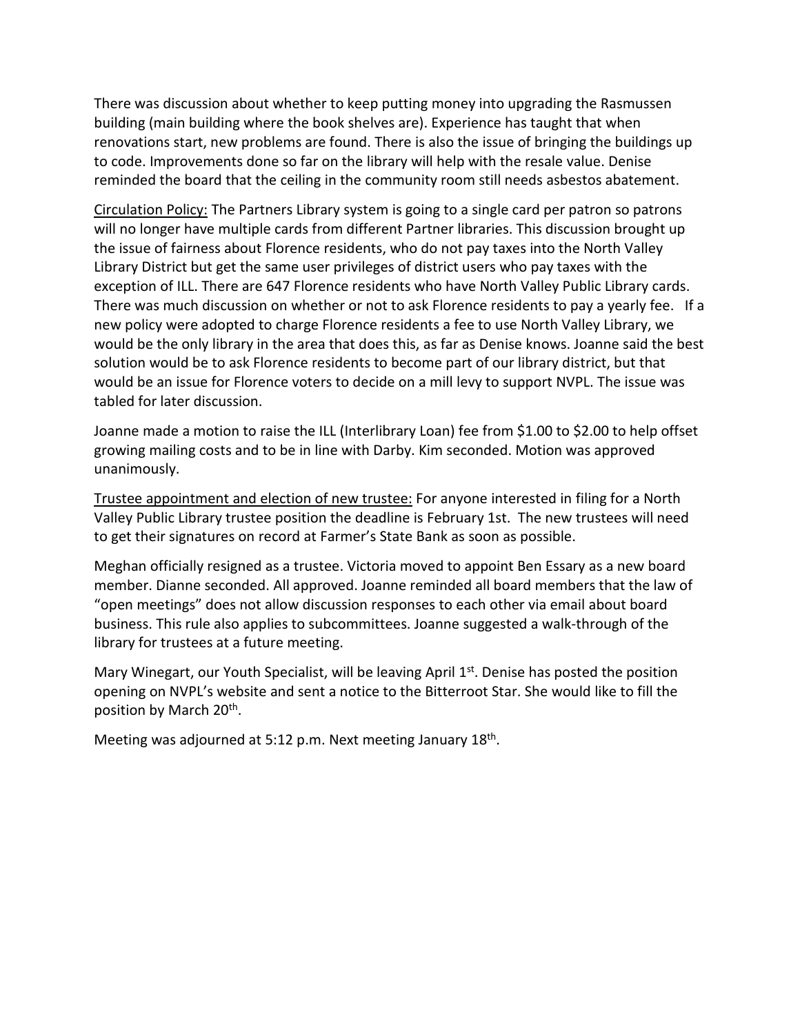There was discussion about whether to keep putting money into upgrading the Rasmussen building (main building where the book shelves are). Experience has taught that when renovations start, new problems are found. There is also the issue of bringing the buildings up to code. Improvements done so far on the library will help with the resale value. Denise reminded the board that the ceiling in the community room still needs asbestos abatement.

Circulation Policy: The Partners Library system is going to a single card per patron so patrons will no longer have multiple cards from different Partner libraries. This discussion brought up the issue of fairness about Florence residents, who do not pay taxes into the North Valley Library District but get the same user privileges of district users who pay taxes with the exception of ILL. There are 647 Florence residents who have North Valley Public Library cards. There was much discussion on whether or not to ask Florence residents to pay a yearly fee. If a new policy were adopted to charge Florence residents a fee to use North Valley Library, we would be the only library in the area that does this, as far as Denise knows. Joanne said the best solution would be to ask Florence residents to become part of our library district, but that would be an issue for Florence voters to decide on a mill levy to support NVPL. The issue was tabled for later discussion.

Joanne made a motion to raise the ILL (Interlibrary Loan) fee from $1.00 to $2.00 to help offset growing mailing costs and to be in line with Darby. Kim seconded. Motion was approved unanimously.

Trustee appointment and election of new trustee: For anyone interested in filing for a North Valley Public Library trustee position the deadline is February 1st. The new trustees will need to get their signatures on record at Farmer's State Bank as soon as possible.

Meghan officially resigned as a trustee. Victoria moved to appoint Ben Essary as a new board member. Dianne seconded. All approved. Joanne reminded all board members that the law of "open meetings" does not allow discussion responses to each other via email about board business. This rule also applies to subcommittees. Joanne suggested a walk-through of the library for trustees at a future meeting.

Mary Winegart, our Youth Specialist, will be leaving April 1st. Denise has posted the position opening on NVPL's website and sent a notice to the Bitterroot Star. She would like to fill the position by March 20th.

Meeting was adjourned at 5:12 p.m. Next meeting January 18th.